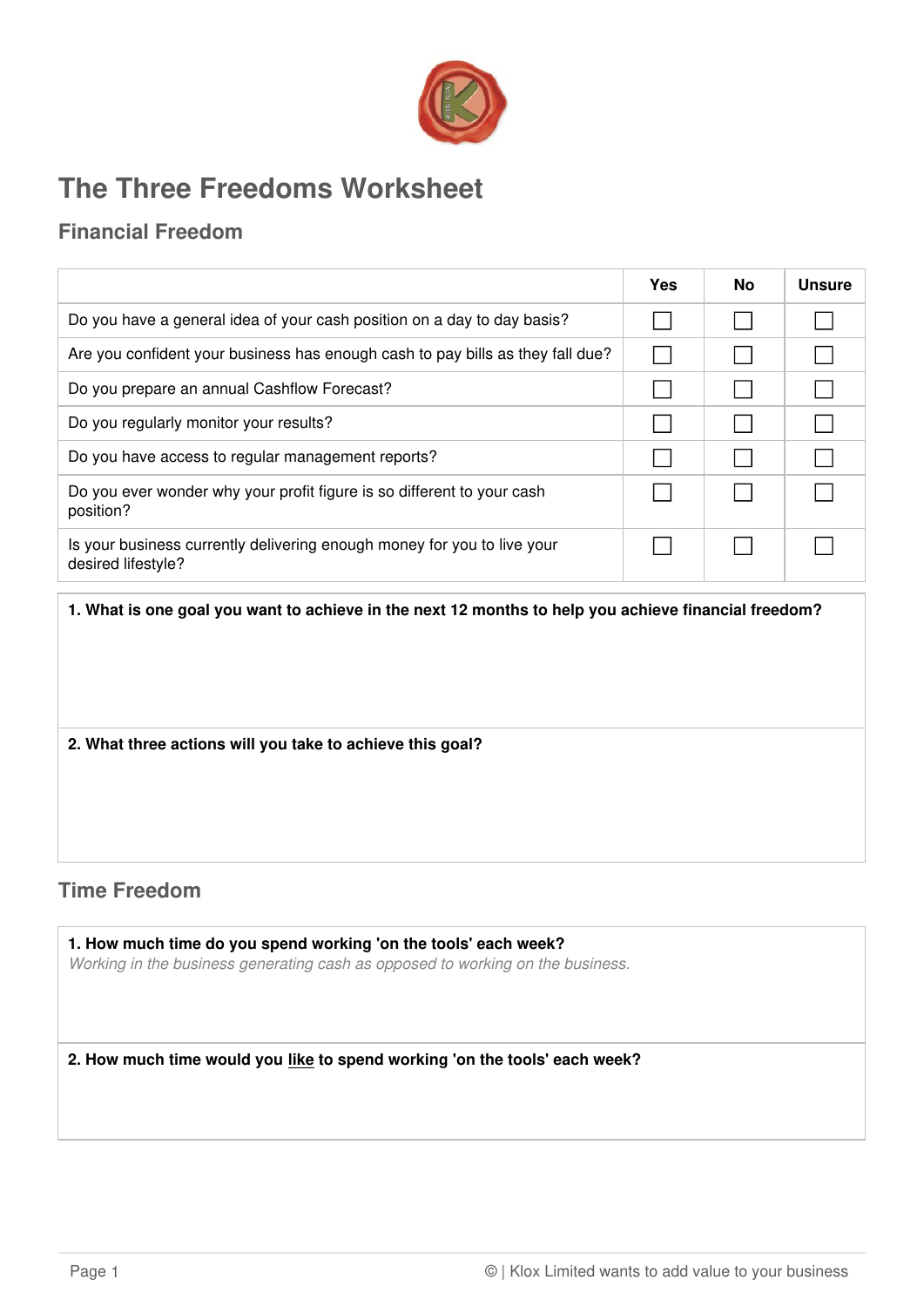# The Three Freedoms Worksheet

## Financial Freedom

| | Yes | No | Unsure |
|---|---|---|---|
| Do you have a general idea of your cash position on a day to day basis? | ☐ | ☐ | ☐ |
| Are you confident your business has enough cash to pay bills as they fall due? | ☐ | ☐ | ☐ |
| Do you prepare an annual Cashflow Forecast? | ☐ | ☐ | ☐ |
| Do you regularly monitor your results? | ☐ | ☐ | ☐ |
| Do you have access to regular management reports? | ☐ | ☐ | ☐ |
| Do you ever wonder why your profit figure is so different to your cash position? | ☐ | ☐ | ☐ |
| Is your business currently delivering enough money for you to live your desired lifestyle? | ☐ | ☐ | ☐ |

**1. What is one goal you want to achieve in the next 12 months to help you achieve financial freedom?**

**2. What three actions will you take to achieve this goal?**

## Time Freedom

**1. How much time do you spend working 'on the tools' each week?**

*Working in the business generating cash as opposed to working on the business.*

**2. How much time would you <u>like</u> to spend working 'on the tools' each week?**

© | Klox Limited wants to add value to your business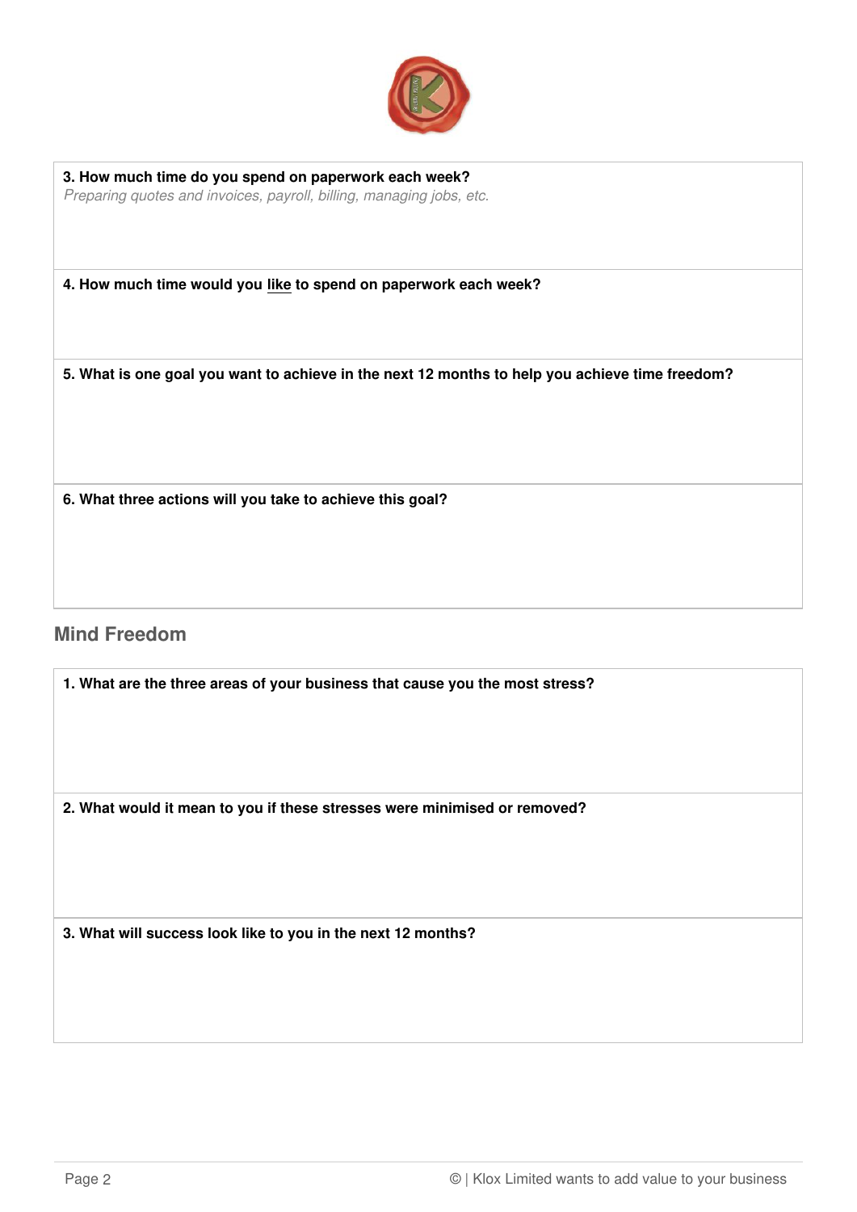**3. How much time do you spend on paperwork each week?**
*Preparing quotes and invoices, payroll, billing, managing jobs, etc.*

**4. How much time would you <u>like</u> to spend on paperwork each week?**

**5. What is one goal you want to achieve in the next 12 months to help you achieve time freedom?**

**6. What three actions will you take to achieve this goal?**

## Mind Freedom

**1. What are the three areas of your business that cause you the most stress?**

**2. What would it mean to you if these stresses were minimised or removed?**

**3. What will success look like to you in the next 12 months?**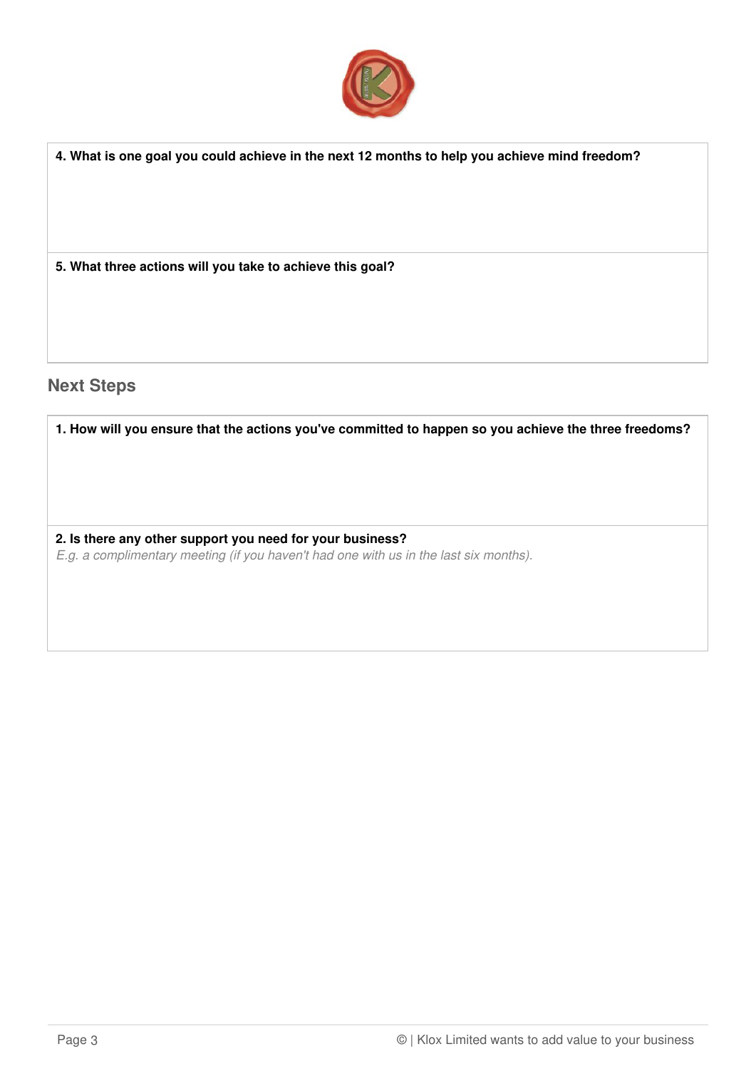**4. What is one goal you could achieve in the next 12 months to help you achieve mind freedom?**

**5. What three actions will you take to achieve this goal?**

## Next Steps

**1. How will you ensure that the actions you've committed to happen so you achieve the three freedoms?**

**2. Is there any other support you need for your business?**

*E.g. a complimentary meeting (if you haven't had one with us in the last six months).*

© | Klox Limited wants to add value to your business